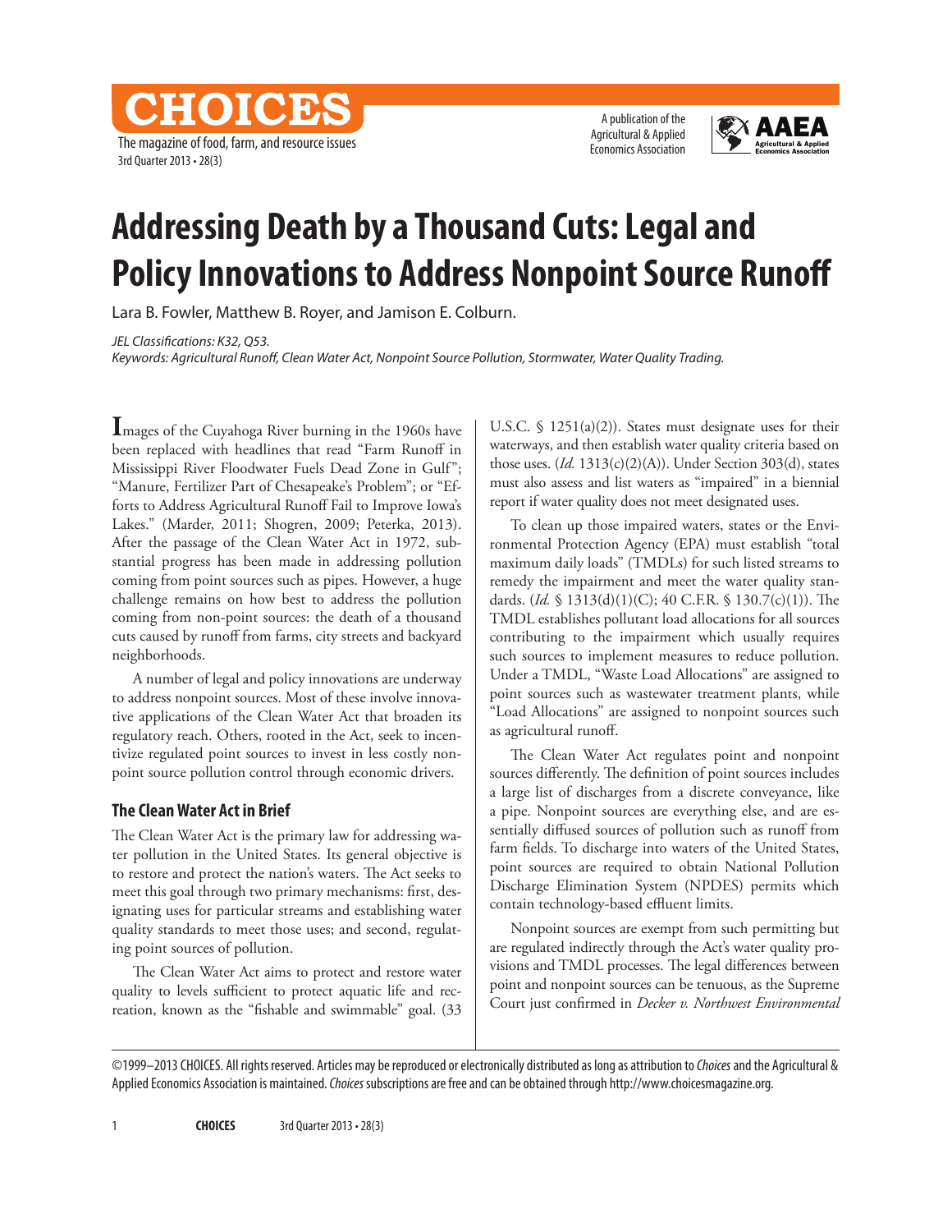# Addressing Death by a Thousand Cuts: Legal and Policy Innovations to Address Nonpoint Source Runoff

Lara B. Fowler, Matthew B. Royer, and Jamison E. Colburn.

*JEL Classifications: K32, Q53.*
*Keywords: Agricultural Runoff, Clean Water Act, Nonpoint Source Pollution, Stormwater, Water Quality Trading.*

Images of the Cuyahoga River burning in the 1960s have been replaced with headlines that read "Farm Runoff in Mississippi River Floodwater Fuels Dead Zone in Gulf"; "Manure, Fertilizer Part of Chesapeake's Problem"; or "Efforts to Address Agricultural Runoff Fail to Improve Iowa's Lakes." (Marder, 2011; Shogren, 2009; Peterka, 2013). After the passage of the Clean Water Act in 1972, substantial progress has been made in addressing pollution coming from point sources such as pipes. However, a huge challenge remains on how best to address the pollution coming from non-point sources: the death of a thousand cuts caused by runoff from farms, city streets and backyard neighborhoods.

A number of legal and policy innovations are underway to address nonpoint sources. Most of these involve innovative applications of the Clean Water Act that broaden its regulatory reach. Others, rooted in the Act, seek to incentivize regulated point sources to invest in less costly nonpoint source pollution control through economic drivers.

## The Clean Water Act in Brief

The Clean Water Act is the primary law for addressing water pollution in the United States. Its general objective is to restore and protect the nation's waters. The Act seeks to meet this goal through two primary mechanisms: first, designating uses for particular streams and establishing water quality standards to meet those uses; and second, regulating point sources of pollution.

The Clean Water Act aims to protect and restore water quality to levels sufficient to protect aquatic life and recreation, known as the "fishable and swimmable" goal. (33 U.S.C. § 1251(a)(2)). States must designate uses for their waterways, and then establish water quality criteria based on those uses. (*Id.* 1313(c)(2)(A)). Under Section 303(d), states must also assess and list waters as "impaired" in a biennial report if water quality does not meet designated uses.

To clean up those impaired waters, states or the Environmental Protection Agency (EPA) must establish "total maximum daily loads" (TMDLs) for such listed streams to remedy the impairment and meet the water quality standards. (*Id.* § 1313(d)(1)(C); 40 C.F.R. § 130.7(c)(1)). The TMDL establishes pollutant load allocations for all sources contributing to the impairment which usually requires such sources to implement measures to reduce pollution. Under a TMDL, "Waste Load Allocations" are assigned to point sources such as wastewater treatment plants, while "Load Allocations" are assigned to nonpoint sources such as agricultural runoff.

The Clean Water Act regulates point and nonpoint sources differently. The definition of point sources includes a large list of discharges from a discrete conveyance, like a pipe. Nonpoint sources are everything else, and are essentially diffused sources of pollution such as runoff from farm fields. To discharge into waters of the United States, point sources are required to obtain National Pollution Discharge Elimination System (NPDES) permits which contain technology-based effluent limits.

Nonpoint sources are exempt from such permitting but are regulated indirectly through the Act's water quality provisions and TMDL processes. The legal differences between point and nonpoint sources can be tenuous, as the Supreme Court just confirmed in *Decker v. Northwest Environmental*

©1999–2013 CHOICES. All rights reserved. Articles may be reproduced or electronically distributed as long as attribution to *Choices* and the Agricultural & Applied Economics Association is maintained. *Choices* subscriptions are free and can be obtained through http://www.choicesmagazine.org.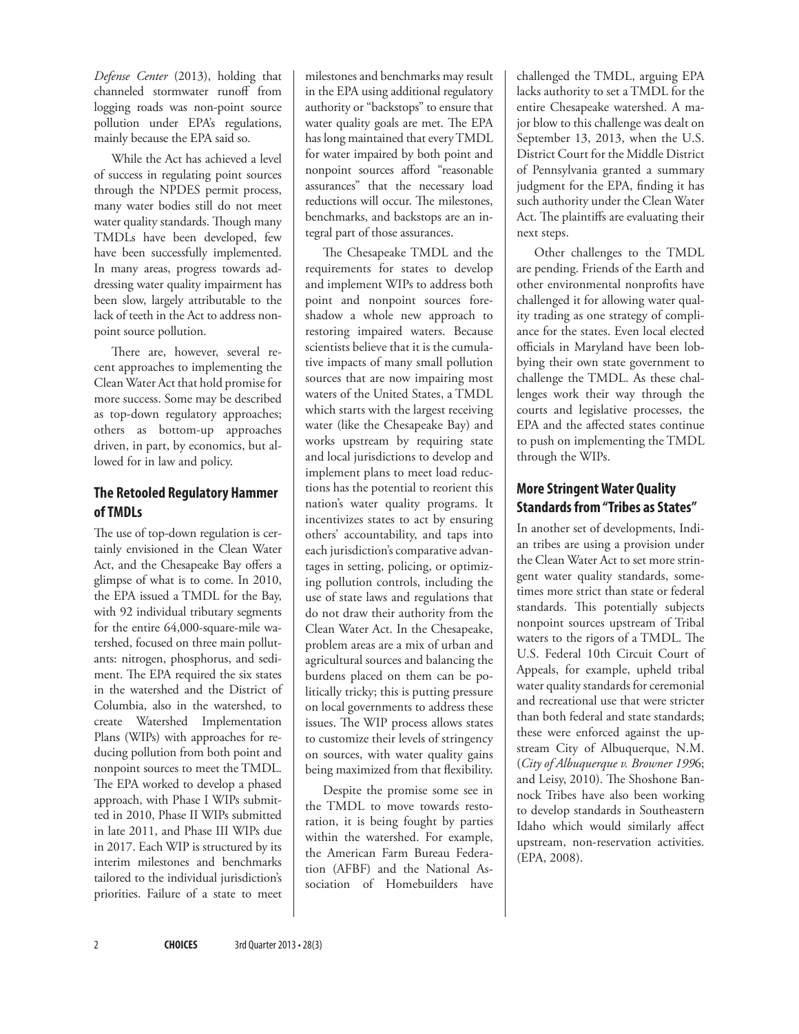*Defense Center* (2013), holding that channeled stormwater runoff from logging roads was non-point source pollution under EPA's regulations, mainly because the EPA said so.

While the Act has achieved a level of success in regulating point sources through the NPDES permit process, many water bodies still do not meet water quality standards. Though many TMDLs have been developed, few have been successfully implemented. In many areas, progress towards addressing water quality impairment has been slow, largely attributable to the lack of teeth in the Act to address nonpoint source pollution.

There are, however, several recent approaches to implementing the Clean Water Act that hold promise for more success. Some may be described as top-down regulatory approaches; others as bottom-up approaches driven, in part, by economics, but allowed for in law and policy.

## The Retooled Regulatory Hammer of TMDLs

The use of top-down regulation is certainly envisioned in the Clean Water Act, and the Chesapeake Bay offers a glimpse of what is to come. In 2010, the EPA issued a TMDL for the Bay, with 92 individual tributary segments for the entire 64,000-square-mile watershed, focused on three main pollutants: nitrogen, phosphorus, and sediment. The EPA required the six states in the watershed and the District of Columbia, also in the watershed, to create Watershed Implementation Plans (WIPs) with approaches for reducing pollution from both point and nonpoint sources to meet the TMDL. The EPA worked to develop a phased approach, with Phase I WIPs submitted in 2010, Phase II WIPs submitted in late 2011, and Phase III WIPs due in 2017. Each WIP is structured by its interim milestones and benchmarks tailored to the individual jurisdiction's priorities. Failure of a state to meet milestones and benchmarks may result in the EPA using additional regulatory authority or "backstops" to ensure that water quality goals are met. The EPA has long maintained that every TMDL for water impaired by both point and nonpoint sources afford "reasonable assurances" that the necessary load reductions will occur. The milestones, benchmarks, and backstops are an integral part of those assurances.

The Chesapeake TMDL and the requirements for states to develop and implement WIPs to address both point and nonpoint sources foreshadow a whole new approach to restoring impaired waters. Because scientists believe that it is the cumulative impacts of many small pollution sources that are now impairing most waters of the United States, a TMDL which starts with the largest receiving water (like the Chesapeake Bay) and works upstream by requiring state and local jurisdictions to develop and implement plans to meet load reductions has the potential to reorient this nation's water quality programs. It incentivizes states to act by ensuring others' accountability, and taps into each jurisdiction's comparative advantages in setting, policing, or optimizing pollution controls, including the use of state laws and regulations that do not draw their authority from the Clean Water Act. In the Chesapeake, problem areas are a mix of urban and agricultural sources and balancing the burdens placed on them can be politically tricky; this is putting pressure on local governments to address these issues. The WIP process allows states to customize their levels of stringency on sources, with water quality gains being maximized from that flexibility.

Despite the promise some see in the TMDL to move towards restoration, it is being fought by parties within the watershed. For example, the American Farm Bureau Federation (AFBF) and the National Association of Homebuilders have challenged the TMDL, arguing EPA lacks authority to set a TMDL for the entire Chesapeake watershed. A major blow to this challenge was dealt on September 13, 2013, when the U.S. District Court for the Middle District of Pennsylvania granted a summary judgment for the EPA, finding it has such authority under the Clean Water Act. The plaintiffs are evaluating their next steps.

Other challenges to the TMDL are pending. Friends of the Earth and other environmental nonprofits have challenged it for allowing water quality trading as one strategy of compliance for the states. Even local elected officials in Maryland have been lobbying their own state government to challenge the TMDL. As these challenges work their way through the courts and legislative processes, the EPA and the affected states continue to push on implementing the TMDL through the WIPs.

## More Stringent Water Quality Standards from "Tribes as States"

In another set of developments, Indian tribes are using a provision under the Clean Water Act to set more stringent water quality standards, sometimes more strict than state or federal standards. This potentially subjects nonpoint sources upstream of Tribal waters to the rigors of a TMDL. The U.S. Federal 10th Circuit Court of Appeals, for example, upheld tribal water quality standards for ceremonial and recreational use that were stricter than both federal and state standards; these were enforced against the upstream City of Albuquerque, N.M. (*City of Albuquerque v. Browner 1996*; and Leisy, 2010). The Shoshone Bannock Tribes have also been working to develop standards in Southeastern Idaho which would similarly affect upstream, non-reservation activities. (EPA, 2008).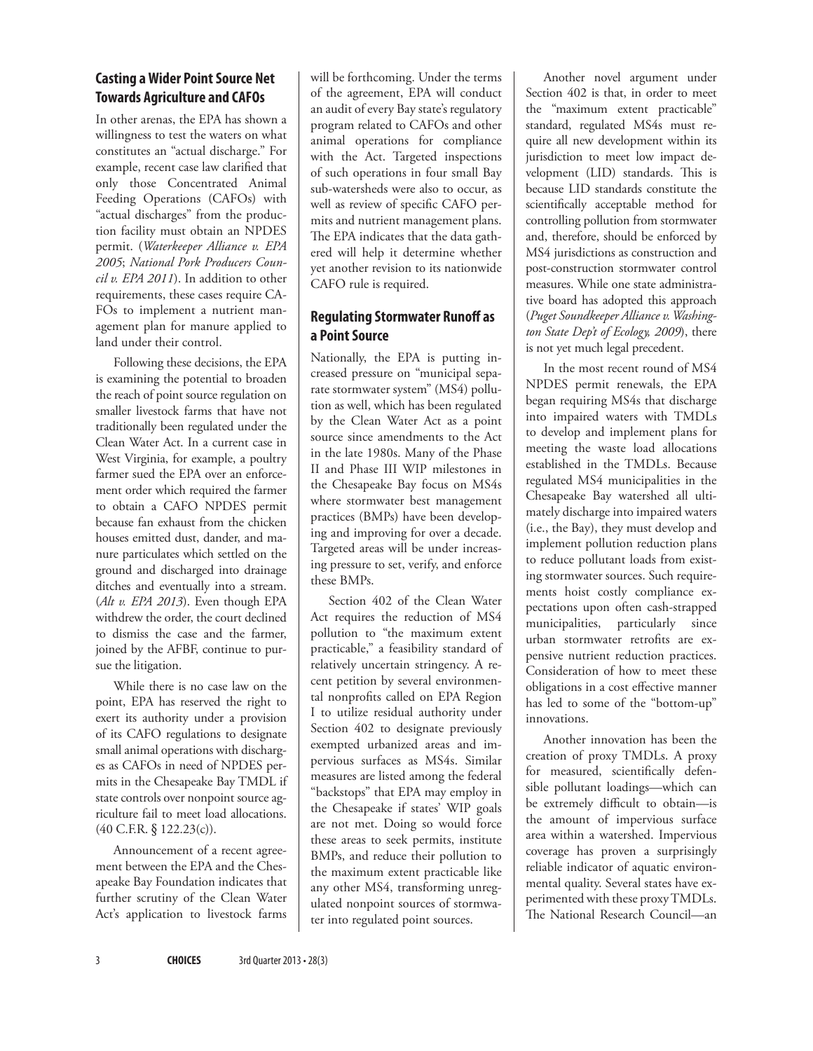## Casting a Wider Point Source Net Towards Agriculture and CAFOs

In other arenas, the EPA has shown a willingness to test the waters on what constitutes an "actual discharge." For example, recent case law clarified that only those Concentrated Animal Feeding Operations (CAFOs) with "actual discharges" from the production facility must obtain an NPDES permit. (*Waterkeeper Alliance v. EPA 2005*; *National Pork Producers Council v. EPA 2011*). In addition to other requirements, these cases require CAFOs to implement a nutrient management plan for manure applied to land under their control.

Following these decisions, the EPA is examining the potential to broaden the reach of point source regulation on smaller livestock farms that have not traditionally been regulated under the Clean Water Act. In a current case in West Virginia, for example, a poultry farmer sued the EPA over an enforcement order which required the farmer to obtain a CAFO NPDES permit because fan exhaust from the chicken houses emitted dust, dander, and manure particulates which settled on the ground and discharged into drainage ditches and eventually into a stream. (*Alt v. EPA 2013*). Even though EPA withdrew the order, the court declined to dismiss the case and the farmer, joined by the AFBF, continue to pursue the litigation.

While there is no case law on the point, EPA has reserved the right to exert its authority under a provision of its CAFO regulations to designate small animal operations with discharges as CAFOs in need of NPDES permits in the Chesapeake Bay TMDL if state controls over nonpoint source agriculture fail to meet load allocations. (40 C.F.R. § 122.23(c)).

Announcement of a recent agreement between the EPA and the Chesapeake Bay Foundation indicates that further scrutiny of the Clean Water Act's application to livestock farms will be forthcoming. Under the terms of the agreement, EPA will conduct an audit of every Bay state's regulatory program related to CAFOs and other animal operations for compliance with the Act. Targeted inspections of such operations in four small Bay sub-watersheds were also to occur, as well as review of specific CAFO permits and nutrient management plans. The EPA indicates that the data gathered will help it determine whether yet another revision to its nationwide CAFO rule is required.

## Regulating Stormwater Runoff as a Point Source

Nationally, the EPA is putting increased pressure on "municipal separate stormwater system" (MS4) pollution as well, which has been regulated by the Clean Water Act as a point source since amendments to the Act in the late 1980s. Many of the Phase II and Phase III WIP milestones in the Chesapeake Bay focus on MS4s where stormwater best management practices (BMPs) have been developing and improving for over a decade. Targeted areas will be under increasing pressure to set, verify, and enforce these BMPs.

Section 402 of the Clean Water Act requires the reduction of MS4 pollution to "the maximum extent practicable," a feasibility standard of relatively uncertain stringency. A recent petition by several environmental nonprofits called on EPA Region I to utilize residual authority under Section 402 to designate previously exempted urbanized areas and impervious surfaces as MS4s. Similar measures are listed among the federal "backstops" that EPA may employ in the Chesapeake if states' WIP goals are not met. Doing so would force these areas to seek permits, institute BMPs, and reduce their pollution to the maximum extent practicable like any other MS4, transforming unregulated nonpoint sources of stormwater into regulated point sources.

Another novel argument under Section 402 is that, in order to meet the "maximum extent practicable" standard, regulated MS4s must require all new development within its jurisdiction to meet low impact development (LID) standards. This is because LID standards constitute the scientifically acceptable method for controlling pollution from stormwater and, therefore, should be enforced by MS4 jurisdictions as construction and post-construction stormwater control measures. While one state administrative board has adopted this approach (*Puget Soundkeeper Alliance v. Washington State Dep't of Ecology, 2009*), there is not yet much legal precedent.

In the most recent round of MS4 NPDES permit renewals, the EPA began requiring MS4s that discharge into impaired waters with TMDLs to develop and implement plans for meeting the waste load allocations established in the TMDLs. Because regulated MS4 municipalities in the Chesapeake Bay watershed all ultimately discharge into impaired waters (i.e., the Bay), they must develop and implement pollution reduction plans to reduce pollutant loads from existing stormwater sources. Such requirements hoist costly compliance expectations upon often cash-strapped municipalities, particularly since urban stormwater retrofits are expensive nutrient reduction practices. Consideration of how to meet these obligations in a cost effective manner has led to some of the "bottom-up" innovations.

Another innovation has been the creation of proxy TMDLs. A proxy for measured, scientifically defensible pollutant loadings—which can be extremely difficult to obtain—is the amount of impervious surface area within a watershed. Impervious coverage has proven a surprisingly reliable indicator of aquatic environmental quality. Several states have experimented with these proxy TMDLs. The National Research Council—an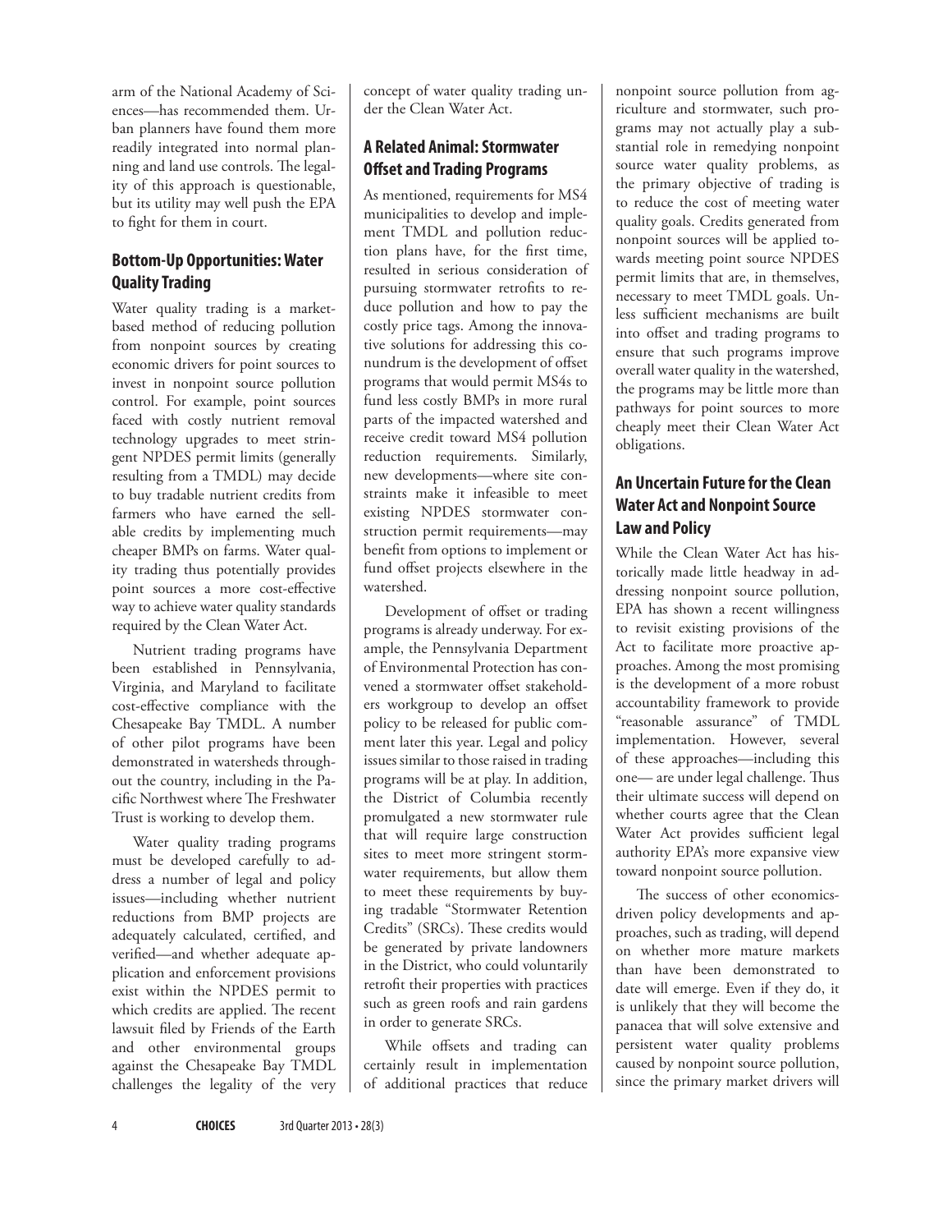arm of the National Academy of Sciences—has recommended them. Urban planners have found them more readily integrated into normal planning and land use controls. The legality of this approach is questionable, but its utility may well push the EPA to fight for them in court.

## Bottom-Up Opportunities: Water Quality Trading

Water quality trading is a market-based method of reducing pollution from nonpoint sources by creating economic drivers for point sources to invest in nonpoint source pollution control. For example, point sources faced with costly nutrient removal technology upgrades to meet stringent NPDES permit limits (generally resulting from a TMDL) may decide to buy tradable nutrient credits from farmers who have earned the sellable credits by implementing much cheaper BMPs on farms. Water quality trading thus potentially provides point sources a more cost-effective way to achieve water quality standards required by the Clean Water Act.

Nutrient trading programs have been established in Pennsylvania, Virginia, and Maryland to facilitate cost-effective compliance with the Chesapeake Bay TMDL. A number of other pilot programs have been demonstrated in watersheds throughout the country, including in the Pacific Northwest where The Freshwater Trust is working to develop them.

Water quality trading programs must be developed carefully to address a number of legal and policy issues—including whether nutrient reductions from BMP projects are adequately calculated, certified, and verified—and whether adequate application and enforcement provisions exist within the NPDES permit to which credits are applied. The recent lawsuit filed by Friends of the Earth and other environmental groups against the Chesapeake Bay TMDL challenges the legality of the very concept of water quality trading under the Clean Water Act.

## A Related Animal: Stormwater Offset and Trading Programs

As mentioned, requirements for MS4 municipalities to develop and implement TMDL and pollution reduction plans have, for the first time, resulted in serious consideration of pursuing stormwater retrofits to reduce pollution and how to pay the costly price tags. Among the innovative solutions for addressing this conundrum is the development of offset programs that would permit MS4s to fund less costly BMPs in more rural parts of the impacted watershed and receive credit toward MS4 pollution reduction requirements. Similarly, new developments—where site constraints make it infeasible to meet existing NPDES stormwater construction permit requirements—may benefit from options to implement or fund offset projects elsewhere in the watershed.

Development of offset or trading programs is already underway. For example, the Pennsylvania Department of Environmental Protection has convened a stormwater offset stakeholders workgroup to develop an offset policy to be released for public comment later this year. Legal and policy issues similar to those raised in trading programs will be at play. In addition, the District of Columbia recently promulgated a new stormwater rule that will require large construction sites to meet more stringent stormwater requirements, but allow them to meet these requirements by buying tradable "Stormwater Retention Credits" (SRCs). These credits would be generated by private landowners in the District, who could voluntarily retrofit their properties with practices such as green roofs and rain gardens in order to generate SRCs.

While offsets and trading can certainly result in implementation of additional practices that reduce nonpoint source pollution from agriculture and stormwater, such programs may not actually play a substantial role in remedying nonpoint source water quality problems, as the primary objective of trading is to reduce the cost of meeting water quality goals. Credits generated from nonpoint sources will be applied towards meeting point source NPDES permit limits that are, in themselves, necessary to meet TMDL goals. Unless sufficient mechanisms are built into offset and trading programs to ensure that such programs improve overall water quality in the watershed, the programs may be little more than pathways for point sources to more cheaply meet their Clean Water Act obligations.

## An Uncertain Future for the Clean Water Act and Nonpoint Source Law and Policy

While the Clean Water Act has historically made little headway in addressing nonpoint source pollution, EPA has shown a recent willingness to revisit existing provisions of the Act to facilitate more proactive approaches. Among the most promising is the development of a more robust accountability framework to provide "reasonable assurance" of TMDL implementation. However, several of these approaches—including this one— are under legal challenge. Thus their ultimate success will depend on whether courts agree that the Clean Water Act provides sufficient legal authority EPA's more expansive view toward nonpoint source pollution.

The success of other economics-driven policy developments and approaches, such as trading, will depend on whether more mature markets than have been demonstrated to date will emerge. Even if they do, it is unlikely that they will become the panacea that will solve extensive and persistent water quality problems caused by nonpoint source pollution, since the primary market drivers will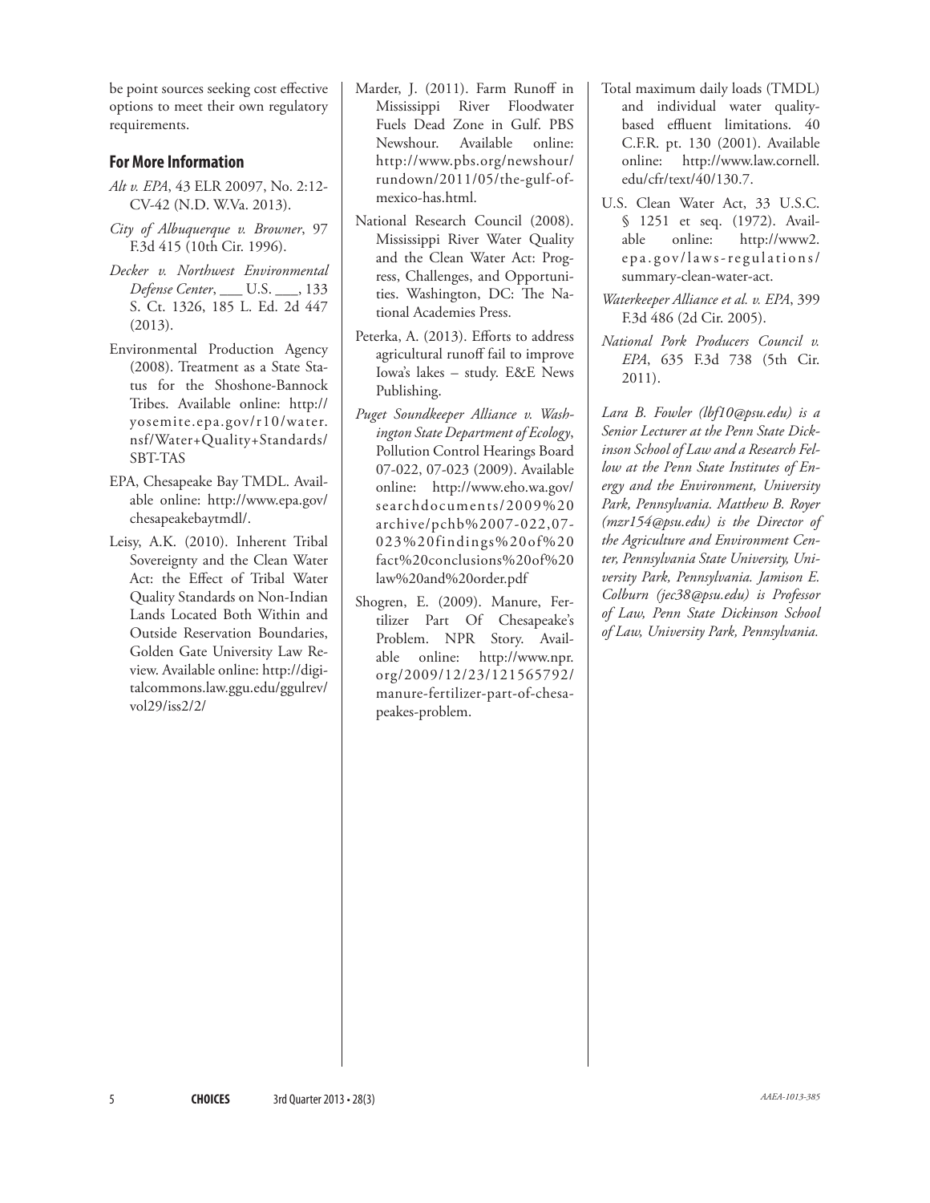be point sources seeking cost effective options to meet their own regulatory requirements.

## For More Information

*Alt v. EPA*, 43 ELR 20097, No. 2:12-CV-42 (N.D. W.Va. 2013).

*City of Albuquerque v. Browner*, 97 F.3d 415 (10th Cir. 1996).

*Decker v. Northwest Environmental Defense Center*, ___ U.S. ___, 133 S. Ct. 1326, 185 L. Ed. 2d 447 (2013).

Environmental Production Agency (2008). Treatment as a State Status for the Shoshone-Bannock Tribes. Available online: http://yosemite.epa.gov/r10/water.nsf/Water+Quality+Standards/SBT-TAS

EPA, Chesapeake Bay TMDL. Available online: http://www.epa.gov/chesapeakebaytmdl/.

Leisy, A.K. (2010). Inherent Tribal Sovereignty and the Clean Water Act: the Effect of Tribal Water Quality Standards on Non-Indian Lands Located Both Within and Outside Reservation Boundaries, Golden Gate University Law Review. Available online: http://digitalcommons.law.ggu.edu/ggulrev/vol29/iss2/2/

Marder, J. (2011). Farm Runoff in Mississippi River Floodwater Fuels Dead Zone in Gulf. PBS Newshour. Available online: http://www.pbs.org/newshour/rundown/2011/05/the-gulf-of-mexico-has.html.

National Research Council (2008). Mississippi River Water Quality and the Clean Water Act: Progress, Challenges, and Opportunities. Washington, DC: The National Academies Press.

Peterka, A. (2013). Efforts to address agricultural runoff fail to improve Iowa's lakes – study. E&E News Publishing.

*Puget Soundkeeper Alliance v. Washington State Department of Ecology*, Pollution Control Hearings Board 07-022, 07-023 (2009). Available online: http://www.eho.wa.gov/searchdocuments/2009%20archive/pchb%2007-022,07-023%20findings%20of%20fact%20conclusions%20of%20law%20and%20order.pdf

Shogren, E. (2009). Manure, Fertilizer Part Of Chesapeake's Problem. NPR Story. Available online: http://www.npr.org/2009/12/23/121565792/manure-fertilizer-part-of-chesapeakes-problem.

Total maximum daily loads (TMDL) and individual water quality-based effluent limitations. 40 C.F.R. pt. 130 (2001). Available online: http://www.law.cornell.edu/cfr/text/40/130.7.

U.S. Clean Water Act, 33 U.S.C. § 1251 et seq. (1972). Available online: http://www2.epa.gov/laws-regulations/summary-clean-water-act.

*Waterkeeper Alliance et al. v. EPA*, 399 F.3d 486 (2d Cir. 2005).

*National Pork Producers Council v. EPA*, 635 F.3d 738 (5th Cir. 2011).

*Lara B. Fowler (lbf10@psu.edu) is a Senior Lecturer at the Penn State Dickinson School of Law and a Research Fellow at the Penn State Institutes of Energy and the Environment, University Park, Pennsylvania. Matthew B. Royer (mzr154@psu.edu) is the Director of the Agriculture and Environment Center, Pennsylvania State University, University Park, Pennsylvania. Jamison E. Colburn (jec38@psu.edu) is Professor of Law, Penn State Dickinson School of Law, University Park, Pennsylvania.*